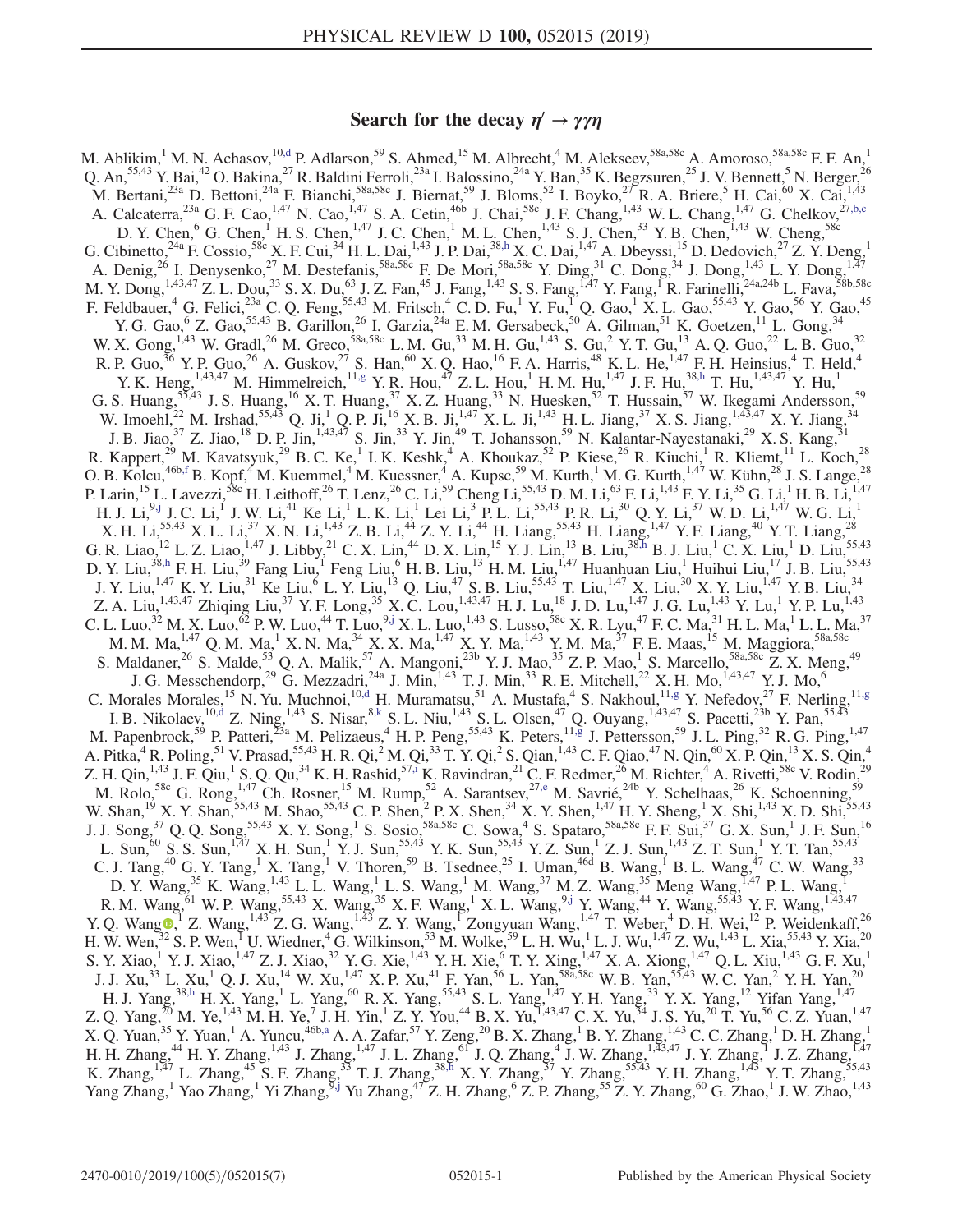# Search for the decay $\eta' \to \gamma\gamma\eta$

M. Ablikim,[1] M. N. Achasov,[10,d] P. Adlarson,[59] S. Ahmed,[15] M. Albrecht,[4] M. Alekseev,[58a,58c] A. Amoroso,[58a,58c] F. F. An,[1] Q. An,[55,43] Y. Bai,[42] O. Bakina,[27] R. Baldini Ferroli,[23a] I. Balossino,[24a] Y. Ban,[35] K. Begzsuren,[25] J. V. Bennett,[5] N. Berger,[26] M. Bertani,[23a] D. Bettoni,[24a] F. Bianchi,[58a,58c] J. Biernat,[59] J. Bloms,[52] I. Boyko,[27] R. A. Briere,[5] H. Cai,[60] X. Cai,[1,43] A. Calcaterra,[23a] G. F. Cao,[1,47] N. Cao,[1,47] S. A. Cetin,[46b] J. Chai,[58c] J. F. Chang,[1,43] W. L. Chang,[1,47] G. Chelkov,[27,b,c] D. Y. Chen,[6] G. Chen,[1] H. S. Chen,[1,47] J. C. Chen,[1] M. L. Chen,[1,43] S. J. Chen,[33] Y. B. Chen,[1,43] W. Cheng,[58c] G. Cibinetto,[24a] F. Cossio,[58c] X. F. Cui,[34] H. L. Dai,[1,43] J. P. Dai,[38,h] X. C. Dai,[1,47] A. Dbeyssi,[15] D. Dedovich,[27] Z. Y. Deng,[1] A. Denig,[26] I. Denysenko,[27] M. Destefanis,[58a,58c] F. De Mori,[58a,58c] Y. Ding,[31] C. Dong,[34] J. Dong,[1,43] L. Y. Dong,[1,47] M. Y. Dong,[1,43,47] Z. L. Dou,[33] S. X. Du,[63] J. Z. Fan,[45] J. Fang,[1,43] S. S. Fang,[1,47] Y. Fang,[1] R. Farinelli,[24a,24b] L. Fava,[58b,58c] F. Feldbauer,[4] G. Felici,[23a] C. Q. Feng,[55,43] M. Fritsch,[4] C. D. Fu,[1] Y. Fu,[1] Q. Gao,[1] X. L. Gao,[55,43] Y. Gao,[56] Y. Gao,[45] Y. G. Gao,[6] Z. Gao,[55,43] B. Garillon,[26] I. Garzia,[24a] E. M. Gersabeck,[50] A. Gilman,[51] K. Goetzen,[11] L. Gong,[34] W. X. Gong,[1,43] W. Gradl,[26] M. Greco,[58a,58c] L. M. Gu,[33] M. H. Gu,[1,43] S. Gu,[2] Y. T. Gu,[13] A. Q. Guo,[22] L. B. Guo,[32] R. P. Guo,[36] Y. P. Guo,[26] A. Guskov,[27] S. Han,[60] X. Q. Hao,[16] F. A. Harris,[48] K. L. He,[1,47] F. H. Heinsius,[4] T. Held,[4] Y. K. Heng,[1,43,47] M. Himmelreich,[11,g] Y. R. Hou,[47] Z. L. Hou,[1] H. M. Hu,[1,47] J. F. Hu,[38,h] T. Hu,[1,43,47] Y. Hu,[1] G. S. Huang,[55,43] J. S. Huang,[16] X. T. Huang,[37] X. Z. Huang,[33] N. Huesken,[52] T. Hussain,[57] W. Ikegami Andersson,[59] W. Imoehl,[22] M. Irshad,[55,43] Q. Ji,[1] Q. P. Ji,[16] X. B. Ji,[1,47] X. L. Ji,[1,43] H. L. Jiang,[37] X. S. Jiang,[1,43,47] X. Y. Jiang,[34] J. B. Jiao,[37] Z. Jiao,[18] D. P. Jin,[1,43,47] S. Jin,[33] Y. Jin,[49] T. Johansson,[59] N. Kalantar-Nayestanaki,[29] X. S. Kang,[31] R. Kappert,[29] M. Kavatsyuk,[29] B. C. Ke,[1] I. K. Keshk,[4] A. Khoukaz,[52] P. Kiese,[26] R. Kiuchi,[1] R. Kliemt,[11] L. Koch,[28] O. B. Kolcu,[46b,f] B. Kopf,[4] M. Kuemmel,[4] M. Kuessner,[4] A. Kupsc,[59] M. Kurth,[1] M. G. Kurth,[1,47] W. Kühn,[28] J. S. Lange,[28] P. Larin,[15] L. Lavezzi,[58c] H. Leithoff,[26] T. Lenz,[26] C. Li,[59] Cheng Li,[55,43] D. M. Li,[63] F. Li,[1,43] F. Y. Li,[35] G. Li,[1] H. B. Li,[1,47] H. J. Li,[9,j] J. C. Li,[1] J. W. Li,[41] Ke Li,[1] L. K. Li,[1] Lei Li,[3] P. L. Li,[55,43] P. R. Li,[30] Q. Y. Li,[37] W. D. Li,[1,47] W. G. Li,[1] X. H. Li,[55,43] X. L. Li,[37] X. N. Li,[1,43] Z. B. Li,[44] Z. Y. Li,[44] H. Liang,[55,43] H. Liang,[1,47] Y. F. Liang,[40] Y. T. Liang,[28] G. R. Liao,[12] L. Z. Liao,[1,47] J. Libby,[21] C. X. Lin,[44] D. X. Lin,[15] Y. J. Lin,[13] B. Liu,[38,h] B. J. Liu,[1] C. X. Liu,[1] D. Liu,[55,43] D. Y. Liu,[38,h] F. H. Liu,[39] Fang Liu,[1] Feng Liu,[6] H. B. Liu,[13] H. M. Liu,[1,47] Huanhuan Liu,[1] Huihui Liu,[17] J. B. Liu,[55,43] J. Y. Liu,[1,47] K. Y. Liu,[31] Ke Liu,[6] L. Y. Liu,[13] Q. Liu,[47] S. B. Liu,[55,43] T. Liu,[1,47] X. Liu,[30] X. Y. Liu,[1,47] Y. B. Liu,[34] Z. A. Liu,[1,43,47] Zhiqing Liu,[37] Y. F. Long,[35] X. C. Lou,[1,43,47] H. J. Lu,[18] J. D. Lu,[1,47] J. G. Lu,[1,43] Y. Lu,[1] Y. P. Lu,[1,43] C. L. Luo,[32] M. X. Luo,[62] P. W. Luo,[44] T. Luo,[9,j] X. L. Luo,[1,43] S. Lusso,[58c] X. R. Lyu,[47] F. C. Ma,[31] H. L. Ma,[1] L. L. Ma,[37] M. M. Ma,[1,47] Q. M. Ma,[1] X. N. Ma,[34] X. X. Ma,[1,47] X. Y. Ma,[1,43] Y. M. Ma,[37] F. E. Maas,[15] M. Maggiora,[58a,58c] S. Maldaner,[26] S. Malde,[53] Q. A. Malik,[57] A. Mangoni,[23b] Y. J. Mao,[35] Z. P. Mao,[1] S. Marcello,[58a,58c] Z. X. Meng,[49] J. G. Messchendorp,[29] G. Mezzadri,[24a] J. Min,[1,43] T. J. Min,[33] R. E. Mitchell,[22] X. H. Mo,[1,43,47] Y. J. Mo,[6] C. Morales Morales,[15] N. Yu. Muchnoi,[10,d] H. Muramatsu,[51] A. Mustafa,[4] S. Nakhoul,[11,g] Y. Nefedov,[27] F. Nerling,[11,g] I. B. Nikolaev,[10,d] Z. Ning,[1,43] S. Nisar,[8,k] S. L. Niu,[1,43] S. L. Olsen,[47] Q. Ouyang,[1,43,47] S. Pacetti,[23b] Y. Pan,[55,43] M. Papenbrock,[59] P. Patteri,[23a] M. Pelizaeus,[4] H. P. Peng,[55,43] K. Peters,[11,g] J. Pettersson,[59] J. L. Ping,[32] R. G. Ping,[1,47] A. Pitka,[4] R. Poling,[51] V. Prasad,[55,43] H. R. Qi,[2] M. Qi,[33] T. Y. Qi,[2] S. Qian,[1,43] C. F. Qiao,[47] N. Qin,[60] X. P. Qin,[13] X. S. Qin,[4] Z. H. Qin,[1,43] J. F. Qiu,[1] S. Q. Qu,[34] K. H. Rashid,[57,i] K. Ravindran,[21] C. F. Redmer,[26] M. Richter,[4] A. Rivetti,[58c] V. Rodin,[29] M. Rolo,[58c] G. Rong,[1,47] Ch. Rosner,[15] M. Rump,[52] A. Sarantsev,[27,e] M. Savrié,[24b] Y. Schelhaas,[26] K. Schoenning,[59] W. Shan,[19] X. Y. Shan,[55,43] M. Shao,[55,43] C. P. Shen,[2] P. X. Shen,[34] X. Y. Shen,[1,47] H. Y. Sheng,[1] X. Shi,[1,43] X. D. Shi,[55,43] J. J. Song,[37] Q. Q. Song,[55,43] X. Y. Song,[1] S. Sosio,[58a,58c] C. Sowa,[4] S. Spataro,[58a,58c] F. F. Sui,[37] G. X. Sun,[1] J. F. Sun,[16] L. Sun,[60] S. S. Sun,[1,47] X. H. Sun,[1] Y. J. Sun,[55,43] Y. K. Sun,[55,43] Y. Z. Sun,[1] Z. J. Sun,[1,43] Z. T. Sun,[1] Y. T. Tan,[55,43] C. J. Tang,[40] G. Y. Tang,[1] X. Tang,[1] V. Thoren,[59] B. Tsednee,[25] I. Uman,[46d] B. Wang,[1] B. L. Wang,[47] C. W. Wang,[33] D. Y. Wang,[35] K. Wang,[1,43] L. L. Wang,[1] L. S. Wang,[1] M. Wang,[37] M. Z. Wang,[35] Meng Wang,[1,47] P. L. Wang,[1] R. M. Wang,[61] W. P. Wang,[55,43] X. Wang,[35] X. F. Wang,[1] X. L. Wang,[9,j] Y. Wang,[44] Y. Wang,[55,43] Y. F. Wang,[1,43,47] Y. Q. Wang,[1] Z. Wang,[1,43] Z. G. Wang,[1,43] Z. Y. Wang,[1] Zongyuan Wang,[1,47] T. Weber,[4] D. H. Wei,[12] P. Weidenkaff,[26] H. W. Wen,[32] S. P. Wen,[1] U. Wiedner,[4] G. Wilkinson,[53] M. Wolke,[59] L. H. Wu,[1] L. J. Wu,[1,47] Z. Wu,[1,43] L. Xia,[55,43] Y. Xia,[20] S. Y. Xiao,[1] Y. J. Xiao,[1,47] Z. J. Xiao,[32] Y. G. Xie,[1,43] Y. H. Xie,[6] T. Y. Xing,[1,47] X. A. Xiong,[1,47] Q. L. Xiu,[1,43] G. F. Xu,[1] J. J. Xu,[33] L. Xu,[1] Q. J. Xu,[14] W. Xu,[1,47] X. P. Xu,[41] F. Yan,[56] L. Yan,[58a,58c] W. B. Yan,[55,43] W. C. Yan,[2] Y. H. Yan,[20] H. J. Yang,[38,h] H. X. Yang,[1] L. Yang,[60] R. X. Yang,[55,43] S. L. Yang,[1,47] Y. H. Yang,[33] Y. X. Yang,[12] Yifan Yang,[1,47] Z. Q. Yang,[20] M. Ye,[1,43] M. H. Ye,[7] J. H. Yin,[1] Z. Y. You,[44] B. X. Yu,[1,43,47] C. X. Yu,[34] J. S. Yu,[20] T. Yu,[56] C. Z. Yuan,[1,47] X. Q. Yuan,[35] Y. Yuan,[1] A. Yuncu,[46b,a] A. A. Zafar,[57] Y. Zeng,[20] B. X. Zhang,[1] B. Y. Zhang,[1,43] C. C. Zhang,[1] D. H. Zhang,[1] H. H. Zhang,[44] H. Y. Zhang,[1,43] J. Zhang,[1,47] J. L. Zhang,[61] J. Q. Zhang,[4] J. W. Zhang,[1,43,47] J. Y. Zhang,[1] J. Z. Zhang,[1,47] K. Zhang,[1,47] L. Zhang,[45] S. F. Zhang,[33] T. J. Zhang,[38,h] X. Y. Zhang,[37] Y. Zhang,[55,43] Y. H. Zhang,[1,43] Y. T. Zhang,[55,43] Yang Zhang,[1] Yao Zhang,[1] Yi Zhang,[9,j] Yu Zhang,[47] Z. H. Zhang,[6] Z. P. Zhang,[55] Z. Y. Zhang,[60] G. Zhao,[1] J. W. Zhao,[1,43]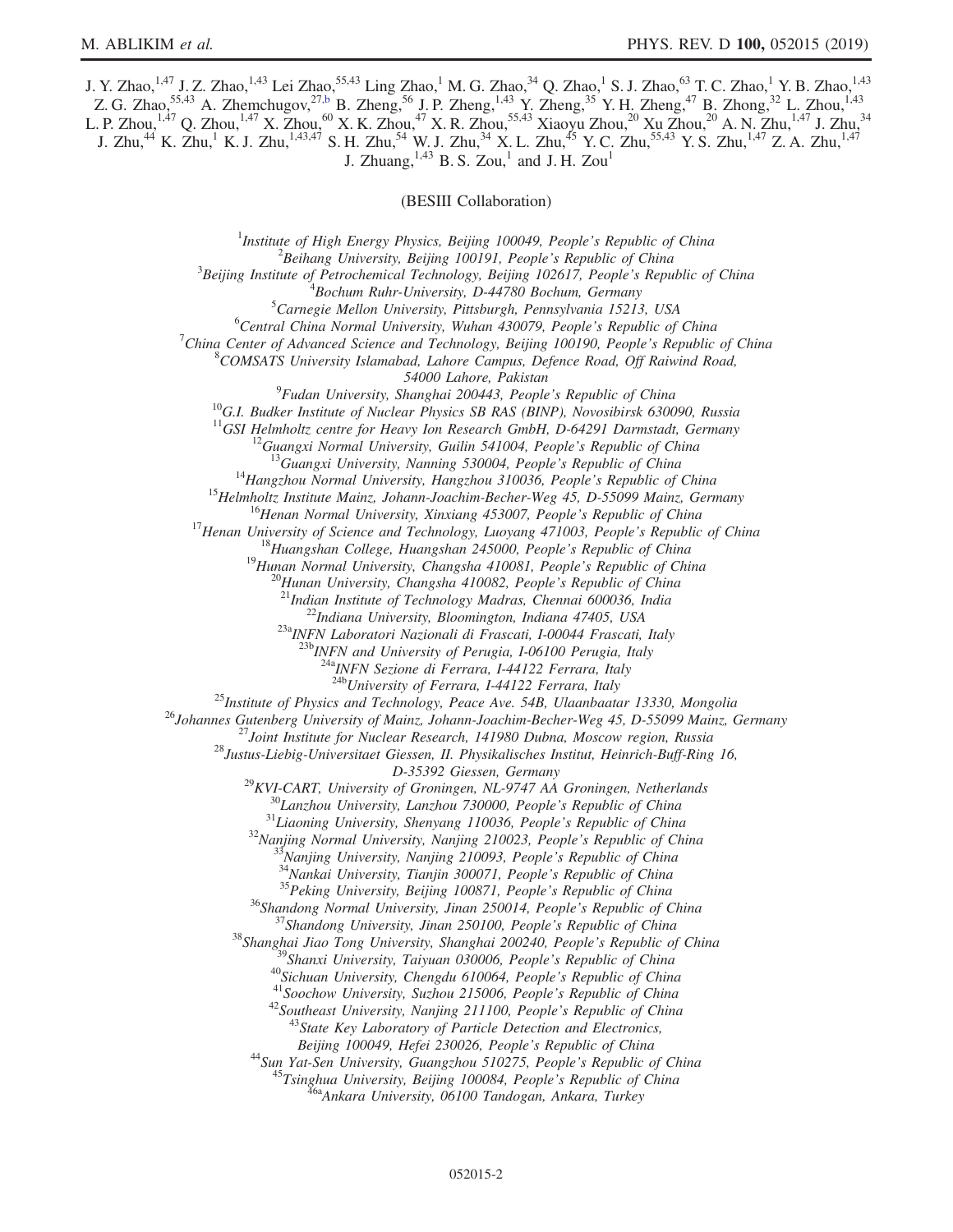J. Y. Zhao,[1,47] J. Z. Zhao,[1,43] Lei Zhao,[55,43] Ling Zhao,[1] M. G. Zhao,[34] Q. Zhao,[1] S. J. Zhao,[63] T. C. Zhao,[1] Y. B. Zhao,[1,43] Z. G. Zhao,[55,43] A. Zhemchugov,[27,b] B. Zheng,[56] J. P. Zheng,[1,43] Y. Zheng,[35] Y. H. Zheng,[47] B. Zhong,[32] L. Zhou,[1,43] L. P. Zhou,[1,47] Q. Zhou,[1,47] X. Zhou,[60] X. K. Zhou,[47] X. R. Zhou,[55,43] Xiaoyu Zhou,[20] Xu Zhou,[20] A. N. Zhu,[1,47] J. Zhu,[34] J. Zhu,[44] K. Zhu,[1] K. J. Zhu,[1,43,47] S. H. Zhu,[54] W. J. Zhu,[34] X. L. Zhu,[45] Y. C. Zhu,[55,43] Y. S. Zhu,[1,47] Z. A. Zhu,[1,47] J. Zhuang,[1,43] B. S. Zou,[1] and J. H. Zou[1]

(BESIII Collaboration)

[1]*Institute of High Energy Physics, Beijing 100049, People's Republic of China*
[2]*Beihang University, Beijing 100191, People's Republic of China*
[3]*Beijing Institute of Petrochemical Technology, Beijing 102617, People's Republic of China*
[4]*Bochum Ruhr-University, D-44780 Bochum, Germany*
[5]*Carnegie Mellon University, Pittsburgh, Pennsylvania 15213, USA*
[6]*Central China Normal University, Wuhan 430079, People's Republic of China*
[7]*China Center of Advanced Science and Technology, Beijing 100190, People's Republic of China*
[8]*COMSATS University Islamabad, Lahore Campus, Defence Road, Off Raiwind Road, 54000 Lahore, Pakistan*
[9]*Fudan University, Shanghai 200443, People's Republic of China*
[10]*G.I. Budker Institute of Nuclear Physics SB RAS (BINP), Novosibirsk 630090, Russia*
[11]*GSI Helmholtz centre for Heavy Ion Research GmbH, D-64291 Darmstadt, Germany*
[12]*Guangxi Normal University, Guilin 541004, People's Republic of China*
[13]*Guangxi University, Nanning 530004, People's Republic of China*
[14]*Hangzhou Normal University, Hangzhou 310036, People's Republic of China*
[15]*Helmholtz Institute Mainz, Johann-Joachim-Becher-Weg 45, D-55099 Mainz, Germany*
[16]*Henan Normal University, Xinxiang 453007, People's Republic of China*
[17]*Henan University of Science and Technology, Luoyang 471003, People's Republic of China*
[18]*Huangshan College, Huangshan 245000, People's Republic of China*
[19]*Hunan Normal University, Changsha 410081, People's Republic of China*
[20]*Hunan University, Changsha 410082, People's Republic of China*
[21]*Indian Institute of Technology Madras, Chennai 600036, India*
[22]*Indiana University, Bloomington, Indiana 47405, USA*
[23a]*INFN Laboratori Nazionali di Frascati, I-00044 Frascati, Italy*
[23b]*INFN and University of Perugia, I-06100 Perugia, Italy*
[24a]*INFN Sezione di Ferrara, I-44122 Ferrara, Italy*
[24b]*University of Ferrara, I-44122 Ferrara, Italy*
[25]*Institute of Physics and Technology, Peace Ave. 54B, Ulaanbaatar 13330, Mongolia*
[26]*Johannes Gutenberg University of Mainz, Johann-Joachim-Becher-Weg 45, D-55099 Mainz, Germany*
[27]*Joint Institute for Nuclear Research, 141980 Dubna, Moscow region, Russia*
[28]*Justus-Liebig-Universitaet Giessen, II. Physikalisches Institut, Heinrich-Buff-Ring 16, D-35392 Giessen, Germany*
[29]*KVI-CART, University of Groningen, NL-9747 AA Groningen, Netherlands*
[30]*Lanzhou University, Lanzhou 730000, People's Republic of China*
[31]*Liaoning University, Shenyang 110036, People's Republic of China*
[32]*Nanjing Normal University, Nanjing 210023, People's Republic of China*
[33]*Nanjing University, Nanjing 210093, People's Republic of China*
[34]*Nankai University, Tianjin 300071, People's Republic of China*
[35]*Peking University, Beijing 100871, People's Republic of China*
[36]*Shandong Normal University, Jinan 250014, People's Republic of China*
[37]*Shandong University, Jinan 250100, People's Republic of China*
[38]*Shanghai Jiao Tong University, Shanghai 200240, People's Republic of China*
[39]*Shanxi University, Taiyuan 030006, People's Republic of China*
[40]*Sichuan University, Chengdu 610064, People's Republic of China*
[41]*Soochow University, Suzhou 215006, People's Republic of China*
[42]*Southeast University, Nanjing 211100, People's Republic of China*
[43]*State Key Laboratory of Particle Detection and Electronics, Beijing 100049, Hefei 230026, People's Republic of China*
[44]*Sun Yat-Sen University, Guangzhou 510275, People's Republic of China*
[45]*Tsinghua University, Beijing 100084, People's Republic of China*
[46a]*Ankara University, 06100 Tandogan, Ankara, Turkey*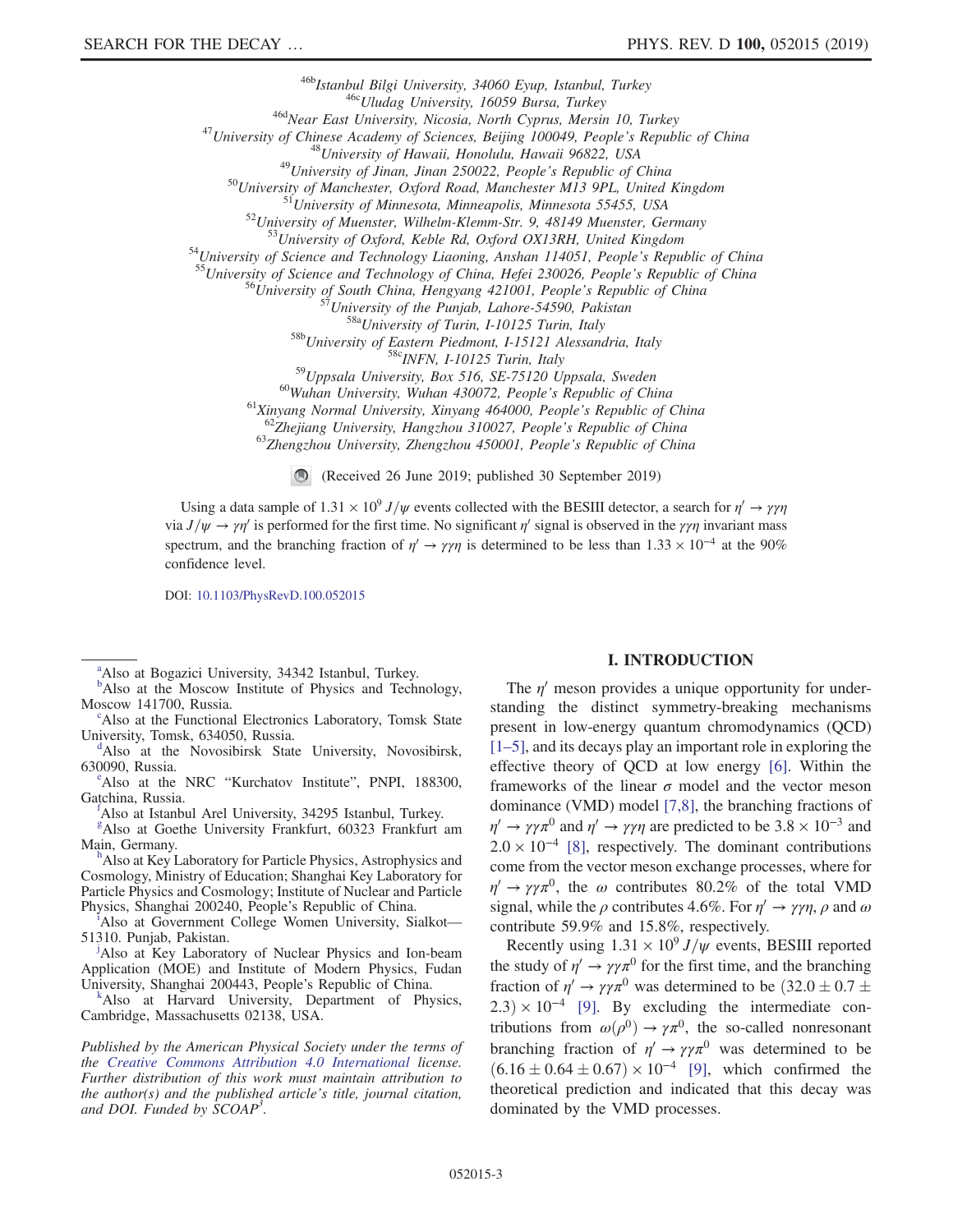[46b]Istanbul Bilgi University, 34060 Eyup, Istanbul, Turkey
[46c]Uludag University, 16059 Bursa, Turkey
[46d]Near East University, Nicosia, North Cyprus, Mersin 10, Turkey
[47]University of Chinese Academy of Sciences, Beijing 100049, People's Republic of China
[48]University of Hawaii, Honolulu, Hawaii 96822, USA
[49]University of Jinan, Jinan 250022, People's Republic of China
[50]University of Manchester, Oxford Road, Manchester M13 9PL, United Kingdom
[51]University of Minnesota, Minneapolis, Minnesota 55455, USA
[52]University of Muenster, Wilhelm-Klemm-Str. 9, 48149 Muenster, Germany
[53]University of Oxford, Keble Rd, Oxford OX13RH, United Kingdom
[54]University of Science and Technology Liaoning, Anshan 114051, People's Republic of China
[55]University of Science and Technology of China, Hefei 230026, People's Republic of China
[56]University of South China, Hengyang 421001, People's Republic of China
[57]University of the Punjab, Lahore-54590, Pakistan
[58a]University of Turin, I-10125 Turin, Italy
[58b]University of Eastern Piedmont, I-15121 Alessandria, Italy
[58c]INFN, I-10125 Turin, Italy
[59]Uppsala University, Box 516, SE-75120 Uppsala, Sweden
[60]Wuhan University, Wuhan 430072, People's Republic of China
[61]Xinyang Normal University, Xinyang 464000, People's Republic of China
[62]Zhejiang University, Hangzhou 310027, People's Republic of China
[63]Zhengzhou University, Zhengzhou 450001, People's Republic of China

(Received 26 June 2019; published 30 September 2019)

Using a data sample of $1.31 \times 10^9$ $J/\psi$ events collected with the BESIII detector, a search for $\eta' \to \gamma\gamma\eta$ via $J/\psi \to \gamma\eta'$ is performed for the first time. No significant $\eta'$ signal is observed in the $\gamma\gamma\eta$ invariant mass spectrum, and the branching fraction of $\eta' \to \gamma\gamma\eta$ is determined to be less than $1.33 \times 10^{-4}$ at the 90% confidence level.

DOI: 10.1103/PhysRevD.100.052015

[a]Also at Bogazici University, 34342 Istanbul, Turkey.
[b]Also at the Moscow Institute of Physics and Technology, Moscow 141700, Russia.
[c]Also at the Functional Electronics Laboratory, Tomsk State University, Tomsk, 634050, Russia.
[d]Also at the Novosibirsk State University, Novosibirsk, 630090, Russia.
[e]Also at the NRC "Kurchatov Institute", PNPI, 188300, Gatchina, Russia.
[f]Also at Istanbul Arel University, 34295 Istanbul, Turkey.
[g]Also at Goethe University Frankfurt, 60323 Frankfurt am Main, Germany.
[h]Also at Key Laboratory for Particle Physics, Astrophysics and Cosmology, Ministry of Education; Shanghai Key Laboratory for Particle Physics and Cosmology; Institute of Nuclear and Particle Physics, Shanghai 200240, People's Republic of China.
[i]Also at Government College Women University, Sialkot—51310. Punjab, Pakistan.
[j]Also at Key Laboratory of Nuclear Physics and Ion-beam Application (MOE) and Institute of Modern Physics, Fudan University, Shanghai 200443, People's Republic of China.
[k]Also at Harvard University, Department of Physics, Cambridge, Massachusetts 02138, USA.

*Published by the American Physical Society under the terms of the Creative Commons Attribution 4.0 International license. Further distribution of this work must maintain attribution to the author(s) and the published article's title, journal citation, and DOI. Funded by SCOAP[3].*

## I. INTRODUCTION

The $\eta'$ meson provides a unique opportunity for understanding the distinct symmetry-breaking mechanisms present in low-energy quantum chromodynamics (QCD) [1–5], and its decays play an important role in exploring the effective theory of QCD at low energy [6]. Within the frameworks of the linear $\sigma$ model and the vector meson dominance (VMD) model [7,8], the branching fractions of $\eta' \to \gamma\gamma\pi^0$ and $\eta' \to \gamma\gamma\eta$ are predicted to be $3.8 \times 10^{-3}$ and $2.0 \times 10^{-4}$ [8], respectively. The dominant contributions come from the vector meson exchange processes, where for $\eta' \to \gamma\gamma\pi^0$, the $\omega$ contributes 80.2% of the total VMD signal, while the $\rho$ contributes 4.6%. For $\eta' \to \gamma\gamma\eta$, $\rho$ and $\omega$ contribute 59.9% and 15.8%, respectively.

Recently using $1.31 \times 10^9$ $J/\psi$ events, BESIII reported the study of $\eta' \to \gamma\gamma\pi^0$ for the first time, and the branching fraction of $\eta' \to \gamma\gamma\pi^0$ was determined to be $(32.0 \pm 0.7 \pm 2.3) \times 10^{-4}$ [9]. By excluding the intermediate contributions from $\omega(\rho^0) \to \gamma\pi^0$, the so-called nonresonant branching fraction of $\eta' \to \gamma\gamma\pi^0$ was determined to be $(6.16 \pm 0.64 \pm 0.67) \times 10^{-4}$ [9], which confirmed the theoretical prediction and indicated that this decay was dominated by the VMD processes.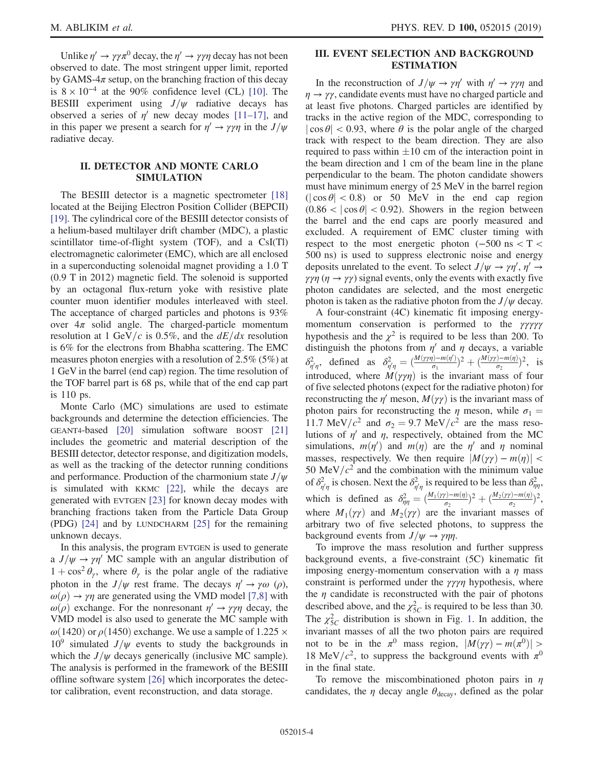Unlike $\eta' \to \gamma\gamma\pi^0$ decay, the $\eta' \to \gamma\gamma\eta$ decay has not been observed to date. The most stringent upper limit, reported by GAMS-4$\pi$ setup, on the branching fraction of this decay is $8 \times 10^{-4}$ at the 90% confidence level (CL) [10]. The BESIII experiment using $J/\psi$ radiative decays has observed a series of $\eta'$ new decay modes [11–17], and in this paper we present a search for $\eta' \to \gamma\gamma\eta$ in the $J/\psi$ radiative decay.

## II. DETECTOR AND MONTE CARLO SIMULATION

The BESIII detector is a magnetic spectrometer [18] located at the Beijing Electron Position Collider (BEPCII) [19]. The cylindrical core of the BESIII detector consists of a helium-based multilayer drift chamber (MDC), a plastic scintillator time-of-flight system (TOF), and a CsI(Tl) electromagnetic calorimeter (EMC), which are all enclosed in a superconducting solenoidal magnet providing a 1.0 T (0.9 T in 2012) magnetic field. The solenoid is supported by an octagonal flux-return yoke with resistive plate counter muon identifier modules interleaved with steel. The acceptance of charged particles and photons is 93% over $4\pi$ solid angle. The charged-particle momentum resolution at 1 GeV/$c$ is 0.5%, and the $dE/dx$ resolution is 6% for the electrons from Bhabha scattering. The EMC measures photon energies with a resolution of 2.5% (5%) at 1 GeV in the barrel (end cap) region. The time resolution of the TOF barrel part is 68 ps, while that of the end cap part is 110 ps.

Monte Carlo (MC) simulations are used to estimate backgrounds and determine the detection efficiencies. The GEANT4-based [20] simulation software BOOST [21] includes the geometric and material description of the BESIII detector, detector response, and digitization models, as well as the tracking of the detector running conditions and performance. Production of the charmonium state $J/\psi$ is simulated with KKMC [22], while the decays are generated with EVTGEN [23] for known decay modes with branching fractions taken from the Particle Data Group (PDG) [24] and by LUNDCHARM [25] for the remaining unknown decays.

In this analysis, the program EVTGEN is used to generate a $J/\psi \to \gamma\eta'$ MC sample with an angular distribution of $1 + \cos^2\theta_\gamma$, where $\theta_\gamma$ is the polar angle of the radiative photon in the $J/\psi$ rest frame. The decays $\eta' \to \gamma\omega$ ($\rho$), $\omega(\rho) \to \gamma\eta$ are generated using the VMD model [7,8] with $\omega(\rho)$ exchange. For the nonresonant $\eta' \to \gamma\gamma\eta$ decay, the VMD model is also used to generate the MC sample with $\omega(1420)$ or $\rho(1450)$ exchange. We use a sample of $1.225 \times 10^9$ simulated $J/\psi$ events to study the backgrounds in which the $J/\psi$ decays generically (inclusive MC sample). The analysis is performed in the framework of the BESIII offline software system [26] which incorporates the detector calibration, event reconstruction, and data storage.

## III. EVENT SELECTION AND BACKGROUND ESTIMATION

In the reconstruction of $J/\psi \to \gamma\eta'$ with $\eta' \to \gamma\gamma\eta$ and $\eta \to \gamma\gamma$, candidate events must have no charged particle and at least five photons. Charged particles are identified by tracks in the active region of the MDC, corresponding to $|\cos\theta| < 0.93$, where $\theta$ is the polar angle of the charged track with respect to the beam direction. They are also required to pass within $\pm 10$ cm of the interaction point in the beam direction and 1 cm of the beam line in the plane perpendicular to the beam. The photon candidate showers must have minimum energy of 25 MeV in the barrel region ($|\cos\theta| < 0.8$) or 50 MeV in the end cap region ($0.86 < |\cos\theta| < 0.92$). Showers in the region between the barrel and the end caps are poorly measured and excluded. A requirement of EMC cluster timing with respect to the most energetic photon ($-500$ ns $< T <$ 500 ns) is used to suppress electronic noise and energy deposits unrelated to the event. To select $J/\psi \to \gamma\eta'$, $\eta' \to \gamma\gamma\eta$ ($\eta \to \gamma\gamma$) signal events, only the events with exactly five photon candidates are selected, and the most energetic photon is taken as the radiative photon from the $J/\psi$ decay.

A four-constraint (4C) kinematic fit imposing energy-momentum conservation is performed to the $\gamma\gamma\gamma\gamma\gamma$ hypothesis and the $\chi^2$ is required to be less than 200. To distinguish the photons from $\eta'$ and $\eta$ decays, a variable $\delta^2_{\eta'\eta}$, defined as $\delta^2_{\eta'\eta} = (\frac{M(\gamma\gamma\eta) - m(\eta')}{\sigma_1})^2 + (\frac{M(\gamma\gamma) - m(\eta)}{\sigma_2})^2$, is introduced, where $M(\gamma\gamma\eta)$ is the invariant mass of four of five selected photons (expect for the radiative photon) for reconstructing the $\eta'$ meson, $M(\gamma\gamma)$ is the invariant mass of photon pairs for reconstructing the $\eta$ meson, while $\sigma_1 =$ 11.7 MeV/$c^2$ and $\sigma_2 = 9.7$ MeV/$c^2$ are the mass resolutions of $\eta'$ and $\eta$, respectively, obtained from the MC simulations, $m(\eta')$ and $m(\eta)$ are the $\eta'$ and $\eta$ nominal masses, respectively. We then require $|M(\gamma\gamma) - m(\eta)| <$ 50 MeV/$c^2$ and the combination with the minimum value of $\delta^2_{\eta'\eta}$ is chosen. Next the $\delta^2_{\eta'\eta}$ is required to be less than $\delta^2_{\eta\eta}$, which is defined as $\delta^2_{\eta\eta} = (\frac{M_1(\gamma\gamma) - m(\eta)}{\sigma_2})^2 + (\frac{M_2(\gamma\gamma) - m(\eta)}{\sigma_2})^2$, where $M_1(\gamma\gamma)$ and $M_2(\gamma\gamma)$ are the invariant masses of arbitrary two of five selected photons, to suppress the background events from $J/\psi \to \gamma\eta\eta$.

To improve the mass resolution and further suppress background events, a five-constraint (5C) kinematic fit imposing energy-momentum conservation with a $\eta$ mass constraint is performed under the $\gamma\gamma\gamma\eta$ hypothesis, where the $\eta$ candidate is reconstructed with the pair of photons described above, and the $\chi^2_{5C}$ is required to be less than 30. The $\chi^2_{5C}$ distribution is shown in Fig. 1. In addition, the invariant masses of all the two photon pairs are required not to be in the $\pi^0$ mass region, $|M(\gamma\gamma) - m(\pi^0)| >$ 18 MeV/$c^2$, to suppress the background events with $\pi^0$ in the final state.

To remove the miscombinationed photon pairs in $\eta$ candidates, the $\eta$ decay angle $\theta_{\text{decay}}$, defined as the polar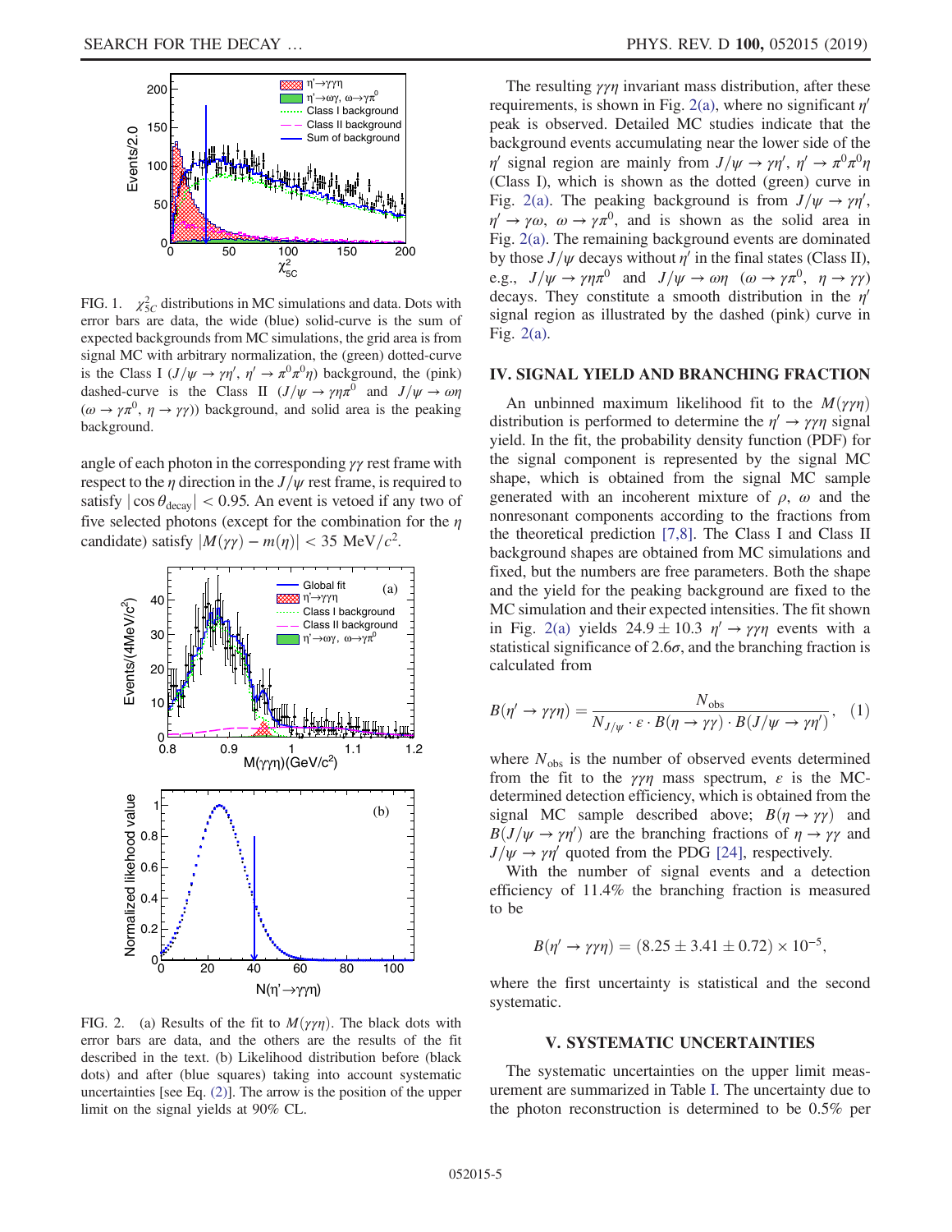FIG. 1. $\chi^2_{5C}$ distributions in MC simulations and data. Dots with error bars are data, the wide (blue) solid-curve is the sum of expected backgrounds from MC simulations, the grid area is from signal MC with arbitrary normalization, the (green) dotted-curve is the Class I ($J/\psi \to \gamma\eta'$, $\eta' \to \pi^0\pi^0\eta$) background, the (pink) dashed-curve is the Class II ($J/\psi \to \gamma\eta\pi^0$ and $J/\psi \to \omega\eta$ ($\omega \to \gamma\pi^0$, $\eta \to \gamma\gamma$)) background, and solid area is the peaking background.

angle of each photon in the corresponding $\gamma\gamma$ rest frame with respect to the $\eta$ direction in the $J/\psi$ rest frame, is required to satisfy $|\cos\theta_{\text{decay}}| < 0.95$. An event is vetoed if any two of five selected photons (except for the combination for the $\eta$ candidate) satisfy $|M(\gamma\gamma) - m(\eta)| < 35$ MeV$/c^2$.

FIG. 2. (a) Results of the fit to $M(\gamma\gamma\eta)$. The black dots with error bars are data, and the others are the results of the fit described in the text. (b) Likelihood distribution before (black dots) and after (blue squares) taking into account systematic uncertainties [see Eq. (2)]. The arrow is the position of the upper limit on the signal yields at 90% CL.

The resulting $\gamma\gamma\eta$ invariant mass distribution, after these requirements, is shown in Fig. 2(a), where no significant $\eta'$ peak is observed. Detailed MC studies indicate that the background events accumulating near the lower side of the $\eta'$ signal region are mainly from $J/\psi \to \gamma\eta'$, $\eta' \to \pi^0\pi^0\eta$ (Class I), which is shown as the dotted (green) curve in Fig. 2(a). The peaking background is from $J/\psi \to \gamma\eta'$, $\eta' \to \gamma\omega$, $\omega \to \gamma\pi^0$, and is shown as the solid area in Fig. 2(a). The remaining background events are dominated by those $J/\psi$ decays without $\eta'$ in the final states (Class II), e.g., $J/\psi \to \gamma\eta\pi^0$ and $J/\psi \to \omega\eta$ ($\omega \to \gamma\pi^0$, $\eta \to \gamma\gamma$) decays. They constitute a smooth distribution in the $\eta'$ signal region as illustrated by the dashed (pink) curve in Fig. 2(a).

## IV. SIGNAL YIELD AND BRANCHING FRACTION

An unbinned maximum likelihood fit to the $M(\gamma\gamma\eta)$ distribution is performed to determine the $\eta' \to \gamma\gamma\eta$ signal yield. In the fit, the probability density function (PDF) for the signal component is represented by the signal MC shape, which is obtained from the signal MC sample generated with an incoherent mixture of $\rho$, $\omega$ and the nonresonant components according to the fractions from the theoretical prediction [7,8]. The Class I and Class II background shapes are obtained from MC simulations and fixed, but the numbers are free parameters. Both the shape and the yield for the peaking background are fixed to the MC simulation and their expected intensities. The fit shown in Fig. 2(a) yields $24.9 \pm 10.3$ $\eta' \to \gamma\gamma\eta$ events with a statistical significance of $2.6\sigma$, and the branching fraction is calculated from

$$B(\eta' \to \gamma\gamma\eta) = \frac{N_{\text{obs}}}{N_{J/\psi} \cdot \varepsilon \cdot B(\eta \to \gamma\gamma) \cdot B(J/\psi \to \gamma\eta')}, \quad (1)$$

where $N_{\text{obs}}$ is the number of observed events determined from the fit to the $\gamma\gamma\eta$ mass spectrum, $\varepsilon$ is the MC-determined detection efficiency, which is obtained from the signal MC sample described above; $B(\eta \to \gamma\gamma)$ and $B(J/\psi \to \gamma\eta')$ are the branching fractions of $\eta \to \gamma\gamma$ and $J/\psi \to \gamma\eta'$ quoted from the PDG [24], respectively.

With the number of signal events and a detection efficiency of 11.4% the branching fraction is measured to be

$$B(\eta' \to \gamma\gamma\eta) = (8.25 \pm 3.41 \pm 0.72) \times 10^{-5},$$

where the first uncertainty is statistical and the second systematic.

## V. SYSTEMATIC UNCERTAINTIES

The systematic uncertainties on the upper limit measurement are summarized in Table I. The uncertainty due to the photon reconstruction is determined to be 0.5% per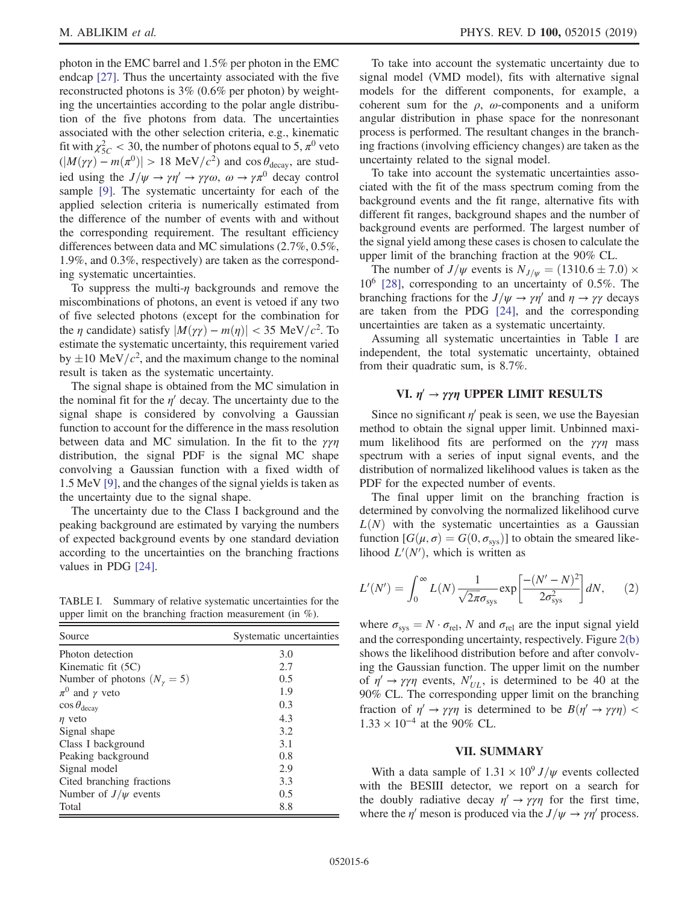photon in the EMC barrel and 1.5% per photon in the EMC endcap [27]. Thus the uncertainty associated with the five reconstructed photons is 3% (0.6% per photon) by weighting the uncertainties according to the polar angle distribution of the five photons from data. The uncertainties associated with the other selection criteria, e.g., kinematic fit with $\chi^2_{5C} < 30$, the number of photons equal to 5, $\pi^0$ veto ($|M(\gamma\gamma) - m(\pi^0)| > 18$ MeV/$c^2$) and $\cos\theta_{\rm decay}$, are studied using the $J/\psi \to \gamma\eta' \to \gamma\gamma\omega$, $\omega \to \gamma\pi^0$ decay control sample [9]. The systematic uncertainty for each of the applied selection criteria is numerically estimated from the difference of the number of events with and without the corresponding requirement. The resultant efficiency differences between data and MC simulations (2.7%, 0.5%, 1.9%, and 0.3%, respectively) are taken as the corresponding systematic uncertainties.

To suppress the multi-$\eta$ backgrounds and remove the miscombinations of photons, an event is vetoed if any two of five selected photons (except for the combination for the $\eta$ candidate) satisfy $|M(\gamma\gamma) - m(\eta)| < 35$ MeV/$c^2$. To estimate the systematic uncertainty, this requirement varied by $\pm 10$ MeV/$c^2$, and the maximum change to the nominal result is taken as the systematic uncertainty.

The signal shape is obtained from the MC simulation in the nominal fit for the $\eta'$ decay. The uncertainty due to the signal shape is considered by convolving a Gaussian function to account for the difference in the mass resolution between data and MC simulation. In the fit to the $\gamma\gamma\eta$ distribution, the signal PDF is the signal MC shape convolving a Gaussian function with a fixed width of 1.5 MeV [9], and the changes of the signal yields is taken as the uncertainty due to the signal shape.

The uncertainty due to the Class I background and the peaking background are estimated by varying the numbers of expected background events by one standard deviation according to the uncertainties on the branching fractions values in PDG [24].

TABLE I. Summary of relative systematic uncertainties for the upper limit on the branching fraction measurement (in %).

| Source | Systematic uncertainties |
|---|---|
| Photon detection | 3.0 |
| Kinematic fit (5C) | 2.7 |
| Number of photons ($N_\gamma = 5$) | 0.5 |
| $\pi^0$ and $\gamma$ veto | 1.9 |
| $\cos\theta_{\rm decay}$ | 0.3 |
| $\eta$ veto | 4.3 |
| Signal shape | 3.2 |
| Class I background | 3.1 |
| Peaking background | 0.8 |
| Signal model | 2.9 |
| Cited branching fractions | 3.3 |
| Number of $J/\psi$ events | 0.5 |
| Total | 8.8 |

To take into account the systematic uncertainty due to signal model (VMD model), fits with alternative signal models for the different components, for example, a coherent sum for the $\rho$, $\omega$-components and a uniform angular distribution in phase space for the nonresonant process is performed. The resultant changes in the branching fractions (involving efficiency changes) are taken as the uncertainty related to the signal model.

To take into account the systematic uncertainties associated with the fit of the mass spectrum coming from the background events and the fit range, alternative fits with different fit ranges, background shapes and the number of background events are performed. The largest number of the signal yield among these cases is chosen to calculate the upper limit of the branching fraction at the 90% CL.

The number of $J/\psi$ events is $N_{J/\psi} = (1310.6 \pm 7.0) \times 10^6$ [28], corresponding to an uncertainty of 0.5%. The branching fractions for the $J/\psi \to \gamma\eta'$ and $\eta \to \gamma\gamma$ decays are taken from the PDG [24], and the corresponding uncertainties are taken as a systematic uncertainty.

Assuming all systematic uncertainties in Table I are independent, the total systematic uncertainty, obtained from their quadratic sum, is 8.7%.

## VI. $\eta' \to \gamma\gamma\eta$ UPPER LIMIT RESULTS

Since no significant $\eta'$ peak is seen, we use the Bayesian method to obtain the signal upper limit. Unbinned maximum likelihood fits are performed on the $\gamma\gamma\eta$ mass spectrum with a series of input signal events, and the distribution of normalized likelihood values is taken as the PDF for the expected number of events.

The final upper limit on the branching fraction is determined by convolving the normalized likelihood curve $L(N)$ with the systematic uncertainties as a Gaussian function $[G(\mu,\sigma) = G(0,\sigma_{\rm sys})]$ to obtain the smeared likelihood $L'(N')$, which is written as

$$L'(N') = \int_0^\infty L(N) \frac{1}{\sqrt{2\pi}\sigma_{\rm sys}} \exp\left[\frac{-(N'-N)^2}{2\sigma^2_{\rm sys}}\right] dN, \qquad (2)$$

where $\sigma_{\rm sys} = N \cdot \sigma_{\rm rel}$, $N$ and $\sigma_{\rm rel}$ are the input signal yield and the corresponding uncertainty, respectively. Figure 2(b) shows the likelihood distribution before and after convolving the Gaussian function. The upper limit on the number of $\eta' \to \gamma\gamma\eta$ events, $N'_{UL}$, is determined to be 40 at the 90% CL. The corresponding upper limit on the branching fraction of $\eta' \to \gamma\gamma\eta$ is determined to be $B(\eta' \to \gamma\gamma\eta) < 1.33 \times 10^{-4}$ at the 90% CL.

## VII. SUMMARY

With a data sample of $1.31 \times 10^9$ $J/\psi$ events collected with the BESIII detector, we report on a search for the doubly radiative decay $\eta' \to \gamma\gamma\eta$ for the first time, where the $\eta'$ meson is produced via the $J/\psi \to \gamma\eta'$ process.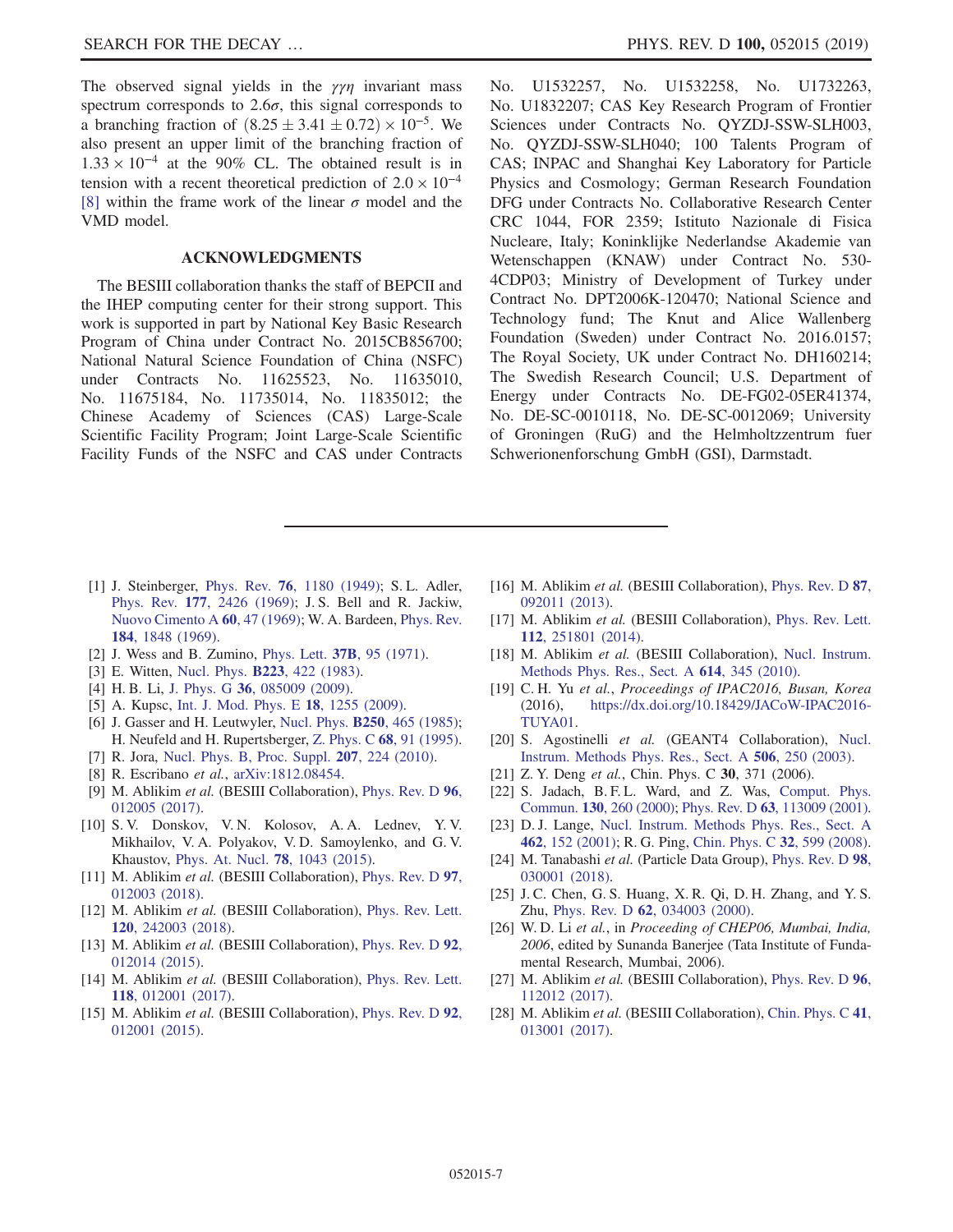The observed signal yields in the $\gamma\gamma\eta$ invariant mass spectrum corresponds to $2.6\sigma$, this signal corresponds to a branching fraction of $(8.25 \pm 3.41 \pm 0.72) \times 10^{-5}$. We also present an upper limit of the branching fraction of $1.33 \times 10^{-4}$ at the 90% CL. The obtained result is in tension with a recent theoretical prediction of $2.0 \times 10^{-4}$ [8] within the frame work of the linear $\sigma$ model and the VMD model.

## ACKNOWLEDGMENTS

The BESIII collaboration thanks the staff of BEPCII and the IHEP computing center for their strong support. This work is supported in part by National Key Basic Research Program of China under Contract No. 2015CB856700; National Natural Science Foundation of China (NSFC) under Contracts No. 11625523, No. 11635010, No. 11675184, No. 11735014, No. 11835012; the Chinese Academy of Sciences (CAS) Large-Scale Scientific Facility Program; Joint Large-Scale Scientific Facility Funds of the NSFC and CAS under Contracts No. U1532257, No. U1532258, No. U1732263, No. U1832207; CAS Key Research Program of Frontier Sciences under Contracts No. QYZDJ-SSW-SLH003, No. QYZDJ-SSW-SLH040; 100 Talents Program of CAS; INPAC and Shanghai Key Laboratory for Particle Physics and Cosmology; German Research Foundation DFG under Contracts No. Collaborative Research Center CRC 1044, FOR 2359; Istituto Nazionale di Fisica Nucleare, Italy; Koninklijke Nederlandse Akademie van Wetenschappen (KNAW) under Contract No. 530-4CDP03; Ministry of Development of Turkey under Contract No. DPT2006K-120470; National Science and Technology fund; The Knut and Alice Wallenberg Foundation (Sweden) under Contract No. 2016.0157; The Royal Society, UK under Contract No. DH160214; The Swedish Research Council; U.S. Department of Energy under Contracts No. DE-FG02-05ER41374, No. DE-SC-0010118, No. DE-SC-0012069; University of Groningen (RuG) and the Helmholtzzentrum fuer Schwerionenforschung GmbH (GSI), Darmstadt.

---

[1] J. Steinberger, Phys. Rev. **76**, 1180 (1949); S. L. Adler, Phys. Rev. **177**, 2426 (1969); J. S. Bell and R. Jackiw, Nuovo Cimento A **60**, 47 (1969); W. A. Bardeen, Phys. Rev. **184**, 1848 (1969).

[2] J. Wess and B. Zumino, Phys. Lett. **37B**, 95 (1971).

[3] E. Witten, Nucl. Phys. **B223**, 422 (1983).

[4] H. B. Li, J. Phys. G **36**, 085009 (2009).

[5] A. Kupsc, Int. J. Mod. Phys. E **18**, 1255 (2009).

[6] J. Gasser and H. Leutwyler, Nucl. Phys. **B250**, 465 (1985); H. Neufeld and H. Rupertsberger, Z. Phys. C **68**, 91 (1995).

[7] R. Jora, Nucl. Phys. B, Proc. Suppl. **207**, 224 (2010).

[8] R. Escribano *et al.*, arXiv:1812.08454.

[9] M. Ablikim *et al.* (BESIII Collaboration), Phys. Rev. D **96**, 012005 (2017).

[10] S. V. Donskov, V. N. Kolosov, A. A. Lednev, Y. V. Mikhailov, V. A. Polyakov, V. D. Samoylenko, and G. V. Khaustov, Phys. At. Nucl. **78**, 1043 (2015).

[11] M. Ablikim *et al.* (BESIII Collaboration), Phys. Rev. D **97**, 012003 (2018).

[12] M. Ablikim *et al.* (BESIII Collaboration), Phys. Rev. Lett. **120**, 242003 (2018).

[13] M. Ablikim *et al.* (BESIII Collaboration), Phys. Rev. D **92**, 012014 (2015).

[14] M. Ablikim *et al.* (BESIII Collaboration), Phys. Rev. Lett. **118**, 012001 (2017).

[15] M. Ablikim *et al.* (BESIII Collaboration), Phys. Rev. D **92**, 012001 (2015).

[16] M. Ablikim *et al.* (BESIII Collaboration), Phys. Rev. D **87**, 092011 (2013).

[17] M. Ablikim *et al.* (BESIII Collaboration), Phys. Rev. Lett. **112**, 251801 (2014).

[18] M. Ablikim *et al.* (BESIII Collaboration), Nucl. Instrum. Methods Phys. Res., Sect. A **614**, 345 (2010).

[19] C. H. Yu *et al.*, *Proceedings of IPAC2016, Busan, Korea* (2016), https://dx.doi.org/10.18429/JACoW-IPAC2016-TUYA01.

[20] S. Agostinelli *et al.* (GEANT4 Collaboration), Nucl. Instrum. Methods Phys. Res., Sect. A **506**, 250 (2003).

[21] Z. Y. Deng *et al.*, Chin. Phys. C **30**, 371 (2006).

[22] S. Jadach, B. F. L. Ward, and Z. Was, Comput. Phys. Commun. **130**, 260 (2000); Phys. Rev. D **63**, 113009 (2001).

[23] D. J. Lange, Nucl. Instrum. Methods Phys. Res., Sect. A **462**, 152 (2001); R. G. Ping, Chin. Phys. C **32**, 599 (2008).

[24] M. Tanabashi *et al.* (Particle Data Group), Phys. Rev. D **98**, 030001 (2018).

[25] J. C. Chen, G. S. Huang, X. R. Qi, D. H. Zhang, and Y. S. Zhu, Phys. Rev. D **62**, 034003 (2000).

[26] W. D. Li *et al.*, in *Proceeding of CHEP06, Mumbai, India, 2006*, edited by Sunanda Banerjee (Tata Institute of Fundamental Research, Mumbai, 2006).

[27] M. Ablikim *et al.* (BESIII Collaboration), Phys. Rev. D **96**, 112012 (2017).

[28] M. Ablikim *et al.* (BESIII Collaboration), Chin. Phys. C **41**, 013001 (2017).